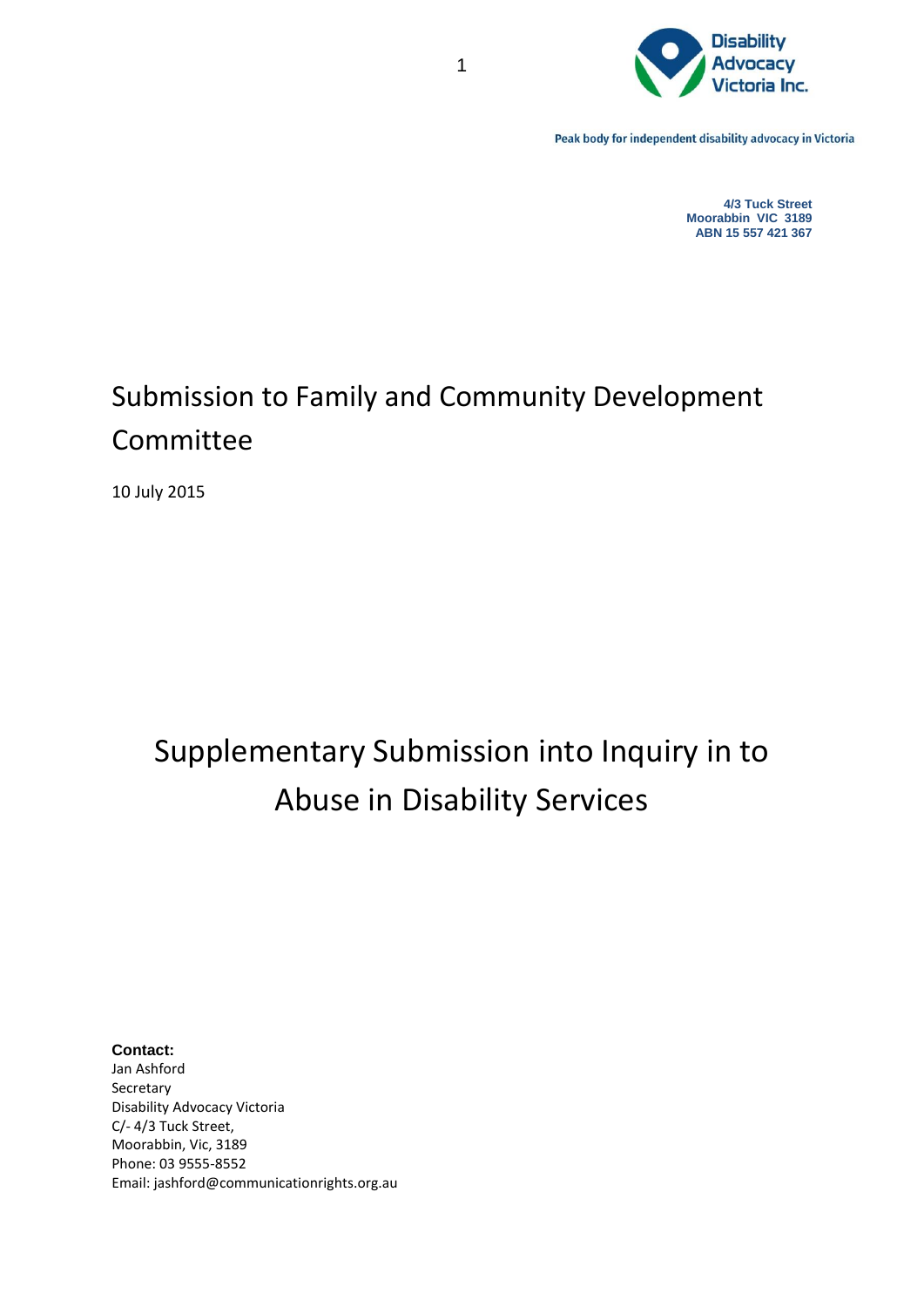Disability Advocacy Victoria Inc.

Peak body for independent disability advocacy in Victoria

**4/3 Tuck Street**
**Moorabbin VIC 3189**
**ABN 15 557 421 367**

# Submission to Family and Community Development Committee

10 July 2015

# Supplementary Submission into Inquiry in to Abuse in Disability Services

**Contact:**
Jan Ashford
Secretary
Disability Advocacy Victoria
C/- 4/3 Tuck Street,
Moorabbin, Vic, 3189
Phone: 03 9555-8552
Email: jashford@communicationrights.org.au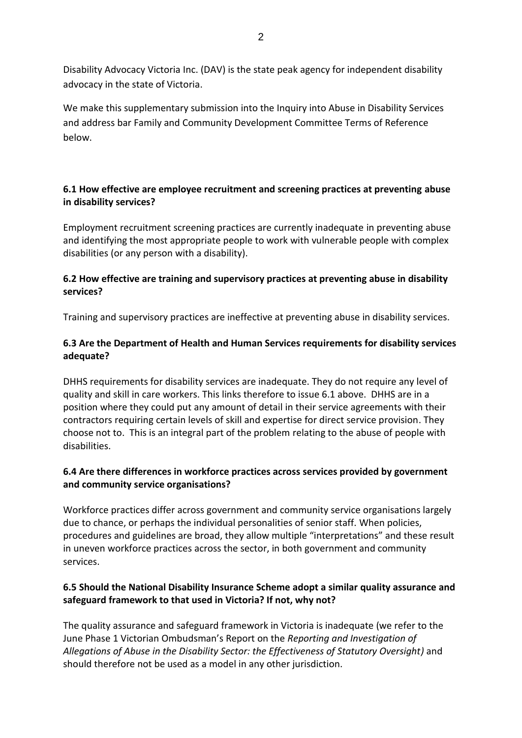Disability Advocacy Victoria Inc. (DAV) is the state peak agency for independent disability advocacy in the state of Victoria.

We make this supplementary submission into the Inquiry into Abuse in Disability Services and address bar Family and Community Development Committee Terms of Reference below.

**6.1 How effective are employee recruitment and screening practices at preventing abuse in disability services?**

Employment recruitment screening practices are currently inadequate in preventing abuse and identifying the most appropriate people to work with vulnerable people with complex disabilities (or any person with a disability).

**6.2 How effective are training and supervisory practices at preventing abuse in disability services?**

Training and supervisory practices are ineffective at preventing abuse in disability services.

**6.3 Are the Department of Health and Human Services requirements for disability services adequate?**

DHHS requirements for disability services are inadequate. They do not require any level of quality and skill in care workers. This links therefore to issue 6.1 above. DHHS are in a position where they could put any amount of detail in their service agreements with their contractors requiring certain levels of skill and expertise for direct service provision. They choose not to. This is an integral part of the problem relating to the abuse of people with disabilities.

**6.4 Are there differences in workforce practices across services provided by government and community service organisations?**

Workforce practices differ across government and community service organisations largely due to chance, or perhaps the individual personalities of senior staff. When policies, procedures and guidelines are broad, they allow multiple "interpretations" and these result in uneven workforce practices across the sector, in both government and community services.

**6.5 Should the National Disability Insurance Scheme adopt a similar quality assurance and safeguard framework to that used in Victoria? If not, why not?**

The quality assurance and safeguard framework in Victoria is inadequate (we refer to the June Phase 1 Victorian Ombudsman's Report on the *Reporting and Investigation of Allegations of Abuse in the Disability Sector: the Effectiveness of Statutory Oversight)* and should therefore not be used as a model in any other jurisdiction.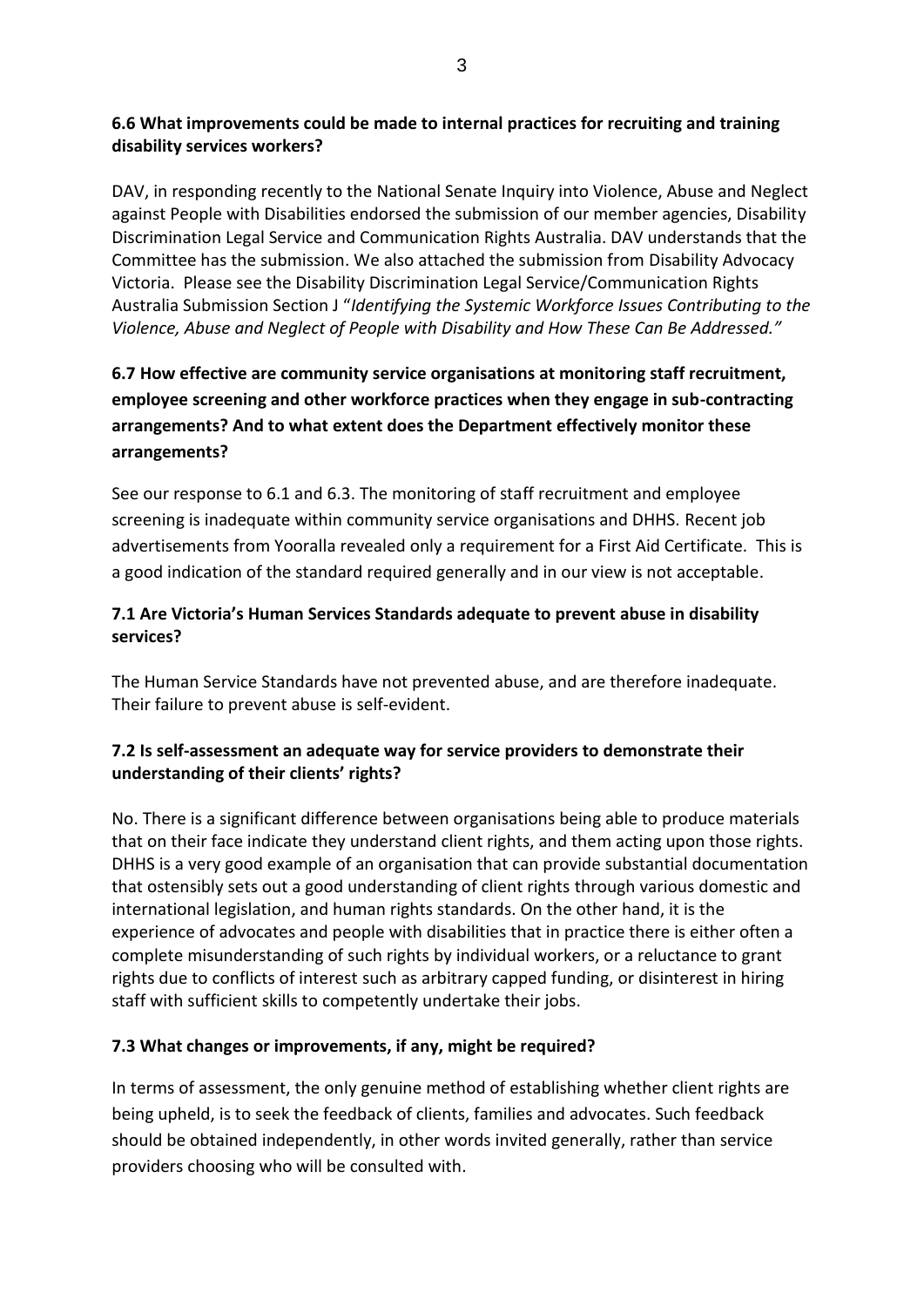**6.6 What improvements could be made to internal practices for recruiting and training disability services workers?**

DAV, in responding recently to the National Senate Inquiry into Violence, Abuse and Neglect against People with Disabilities endorsed the submission of our member agencies, Disability Discrimination Legal Service and Communication Rights Australia. DAV understands that the Committee has the submission. We also attached the submission from Disability Advocacy Victoria. Please see the Disability Discrimination Legal Service/Communication Rights Australia Submission Section J "*Identifying the Systemic Workforce Issues Contributing to the Violence, Abuse and Neglect of People with Disability and How These Can Be Addressed."*

**6.7 How effective are community service organisations at monitoring staff recruitment, employee screening and other workforce practices when they engage in sub-contracting arrangements? And to what extent does the Department effectively monitor these arrangements?**

See our response to 6.1 and 6.3. The monitoring of staff recruitment and employee screening is inadequate within community service organisations and DHHS. Recent job advertisements from Yooralla revealed only a requirement for a First Aid Certificate. This is a good indication of the standard required generally and in our view is not acceptable.

**7.1 Are Victoria's Human Services Standards adequate to prevent abuse in disability services?**

The Human Service Standards have not prevented abuse, and are therefore inadequate. Their failure to prevent abuse is self-evident.

**7.2 Is self-assessment an adequate way for service providers to demonstrate their understanding of their clients' rights?**

No. There is a significant difference between organisations being able to produce materials that on their face indicate they understand client rights, and them acting upon those rights. DHHS is a very good example of an organisation that can provide substantial documentation that ostensibly sets out a good understanding of client rights through various domestic and international legislation, and human rights standards. On the other hand, it is the experience of advocates and people with disabilities that in practice there is either often a complete misunderstanding of such rights by individual workers, or a reluctance to grant rights due to conflicts of interest such as arbitrary capped funding, or disinterest in hiring staff with sufficient skills to competently undertake their jobs.

**7.3 What changes or improvements, if any, might be required?**

In terms of assessment, the only genuine method of establishing whether client rights are being upheld, is to seek the feedback of clients, families and advocates. Such feedback should be obtained independently, in other words invited generally, rather than service providers choosing who will be consulted with.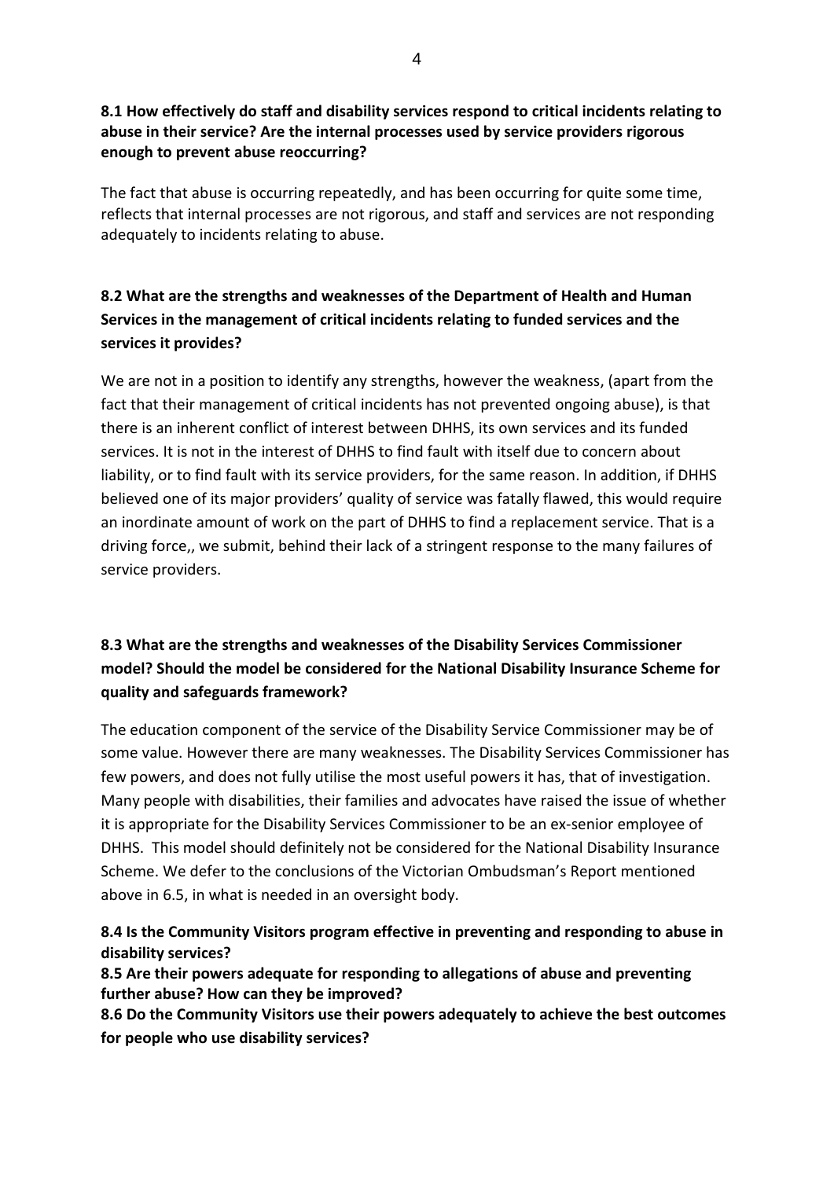**8.1 How effectively do staff and disability services respond to critical incidents relating to abuse in their service? Are the internal processes used by service providers rigorous enough to prevent abuse reoccurring?**

The fact that abuse is occurring repeatedly, and has been occurring for quite some time, reflects that internal processes are not rigorous, and staff and services are not responding adequately to incidents relating to abuse.

**8.2 What are the strengths and weaknesses of the Department of Health and Human Services in the management of critical incidents relating to funded services and the services it provides?**

We are not in a position to identify any strengths, however the weakness, (apart from the fact that their management of critical incidents has not prevented ongoing abuse), is that there is an inherent conflict of interest between DHHS, its own services and its funded services. It is not in the interest of DHHS to find fault with itself due to concern about liability, or to find fault with its service providers, for the same reason. In addition, if DHHS believed one of its major providers' quality of service was fatally flawed, this would require an inordinate amount of work on the part of DHHS to find a replacement service. That is a driving force,, we submit, behind their lack of a stringent response to the many failures of service providers.

**8.3 What are the strengths and weaknesses of the Disability Services Commissioner model? Should the model be considered for the National Disability Insurance Scheme for quality and safeguards framework?**

The education component of the service of the Disability Service Commissioner may be of some value. However there are many weaknesses. The Disability Services Commissioner has few powers, and does not fully utilise the most useful powers it has, that of investigation. Many people with disabilities, their families and advocates have raised the issue of whether it is appropriate for the Disability Services Commissioner to be an ex-senior employee of DHHS. This model should definitely not be considered for the National Disability Insurance Scheme. We defer to the conclusions of the Victorian Ombudsman's Report mentioned above in 6.5, in what is needed in an oversight body.

**8.4 Is the Community Visitors program effective in preventing and responding to abuse in disability services?**

**8.5 Are their powers adequate for responding to allegations of abuse and preventing further abuse? How can they be improved?**

**8.6 Do the Community Visitors use their powers adequately to achieve the best outcomes for people who use disability services?**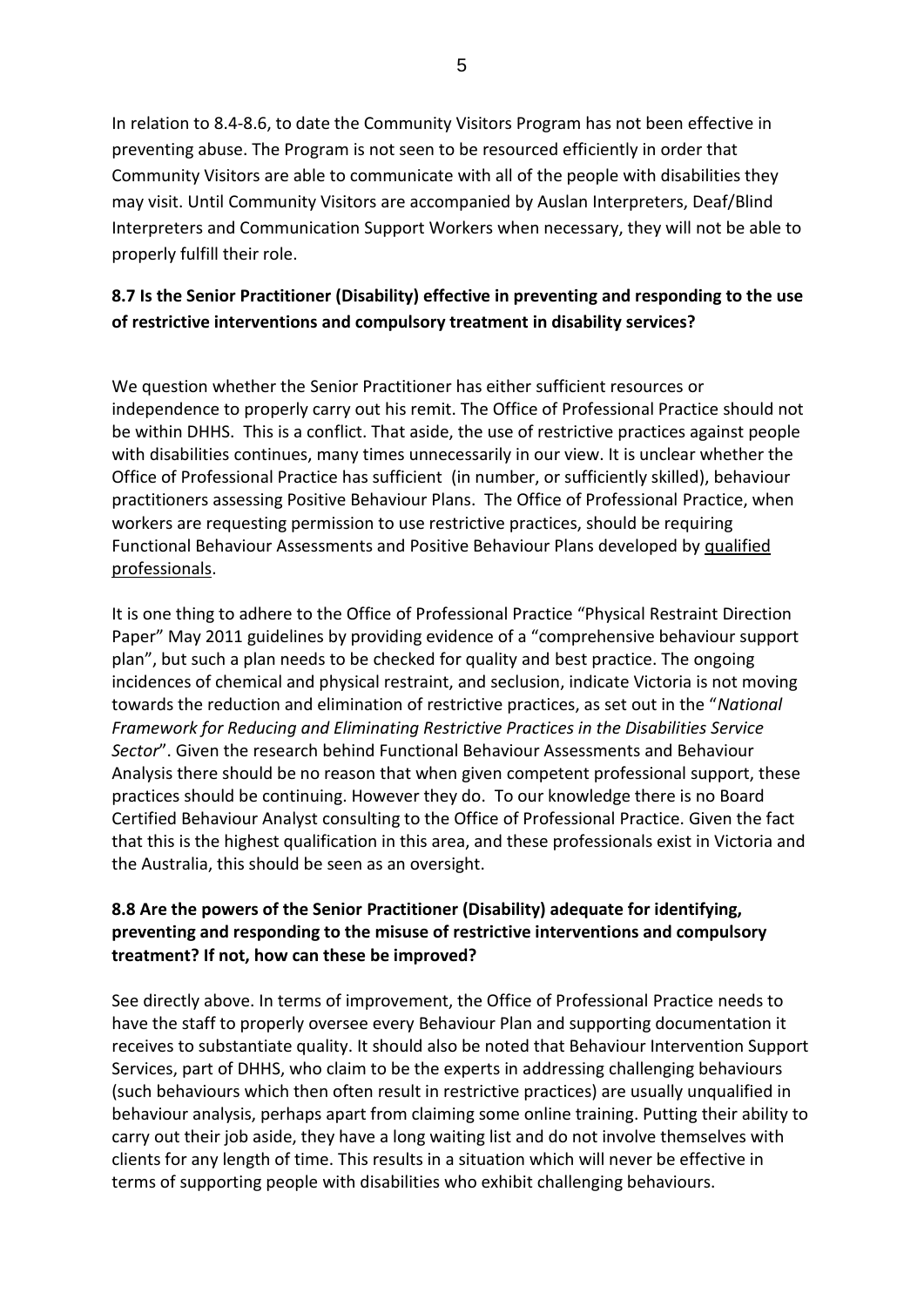In relation to 8.4-8.6, to date the Community Visitors Program has not been effective in preventing abuse. The Program is not seen to be resourced efficiently in order that Community Visitors are able to communicate with all of the people with disabilities they may visit. Until Community Visitors are accompanied by Auslan Interpreters, Deaf/Blind Interpreters and Communication Support Workers when necessary, they will not be able to properly fulfill their role.

**8.7 Is the Senior Practitioner (Disability) effective in preventing and responding to the use of restrictive interventions and compulsory treatment in disability services?**

We question whether the Senior Practitioner has either sufficient resources or independence to properly carry out his remit. The Office of Professional Practice should not be within DHHS. This is a conflict. That aside, the use of restrictive practices against people with disabilities continues, many times unnecessarily in our view. It is unclear whether the Office of Professional Practice has sufficient (in number, or sufficiently skilled), behaviour practitioners assessing Positive Behaviour Plans. The Office of Professional Practice, when workers are requesting permission to use restrictive practices, should be requiring Functional Behaviour Assessments and Positive Behaviour Plans developed by <u>qualified professionals</u>.

It is one thing to adhere to the Office of Professional Practice "Physical Restraint Direction Paper" May 2011 guidelines by providing evidence of a "comprehensive behaviour support plan", but such a plan needs to be checked for quality and best practice. The ongoing incidences of chemical and physical restraint, and seclusion, indicate Victoria is not moving towards the reduction and elimination of restrictive practices, as set out in the "*National Framework for Reducing and Eliminating Restrictive Practices in the Disabilities Service Sector*". Given the research behind Functional Behaviour Assessments and Behaviour Analysis there should be no reason that when given competent professional support, these practices should be continuing. However they do. To our knowledge there is no Board Certified Behaviour Analyst consulting to the Office of Professional Practice. Given the fact that this is the highest qualification in this area, and these professionals exist in Victoria and the Australia, this should be seen as an oversight.

**8.8 Are the powers of the Senior Practitioner (Disability) adequate for identifying, preventing and responding to the misuse of restrictive interventions and compulsory treatment? If not, how can these be improved?**

See directly above. In terms of improvement, the Office of Professional Practice needs to have the staff to properly oversee every Behaviour Plan and supporting documentation it receives to substantiate quality. It should also be noted that Behaviour Intervention Support Services, part of DHHS, who claim to be the experts in addressing challenging behaviours (such behaviours which then often result in restrictive practices) are usually unqualified in behaviour analysis, perhaps apart from claiming some online training. Putting their ability to carry out their job aside, they have a long waiting list and do not involve themselves with clients for any length of time. This results in a situation which will never be effective in terms of supporting people with disabilities who exhibit challenging behaviours.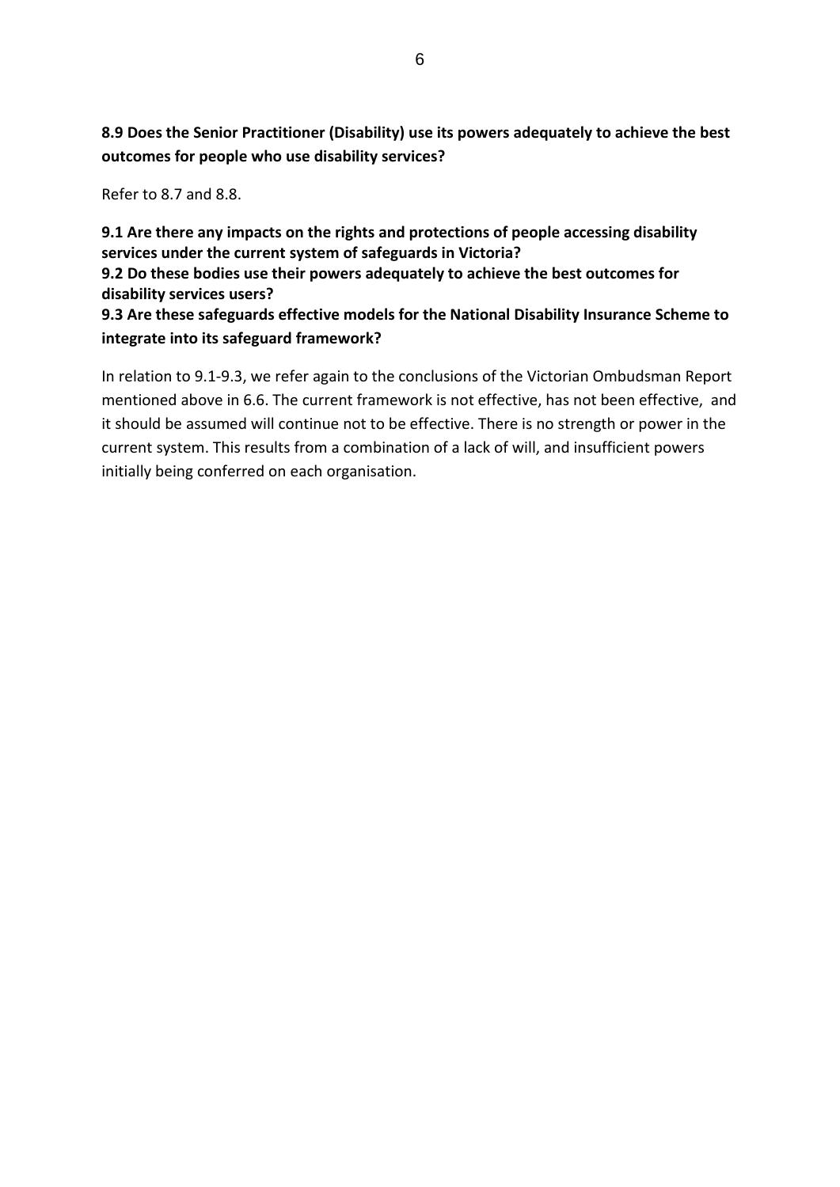**8.9 Does the Senior Practitioner (Disability) use its powers adequately to achieve the best outcomes for people who use disability services?**

Refer to 8.7 and 8.8.

**9.1 Are there any impacts on the rights and protections of people accessing disability services under the current system of safeguards in Victoria?**
**9.2 Do these bodies use their powers adequately to achieve the best outcomes for disability services users?**
**9.3 Are these safeguards effective models for the National Disability Insurance Scheme to integrate into its safeguard framework?**

In relation to 9.1-9.3, we refer again to the conclusions of the Victorian Ombudsman Report mentioned above in 6.6. The current framework is not effective, has not been effective, and it should be assumed will continue not to be effective. There is no strength or power in the current system. This results from a combination of a lack of will, and insufficient powers initially being conferred on each organisation.